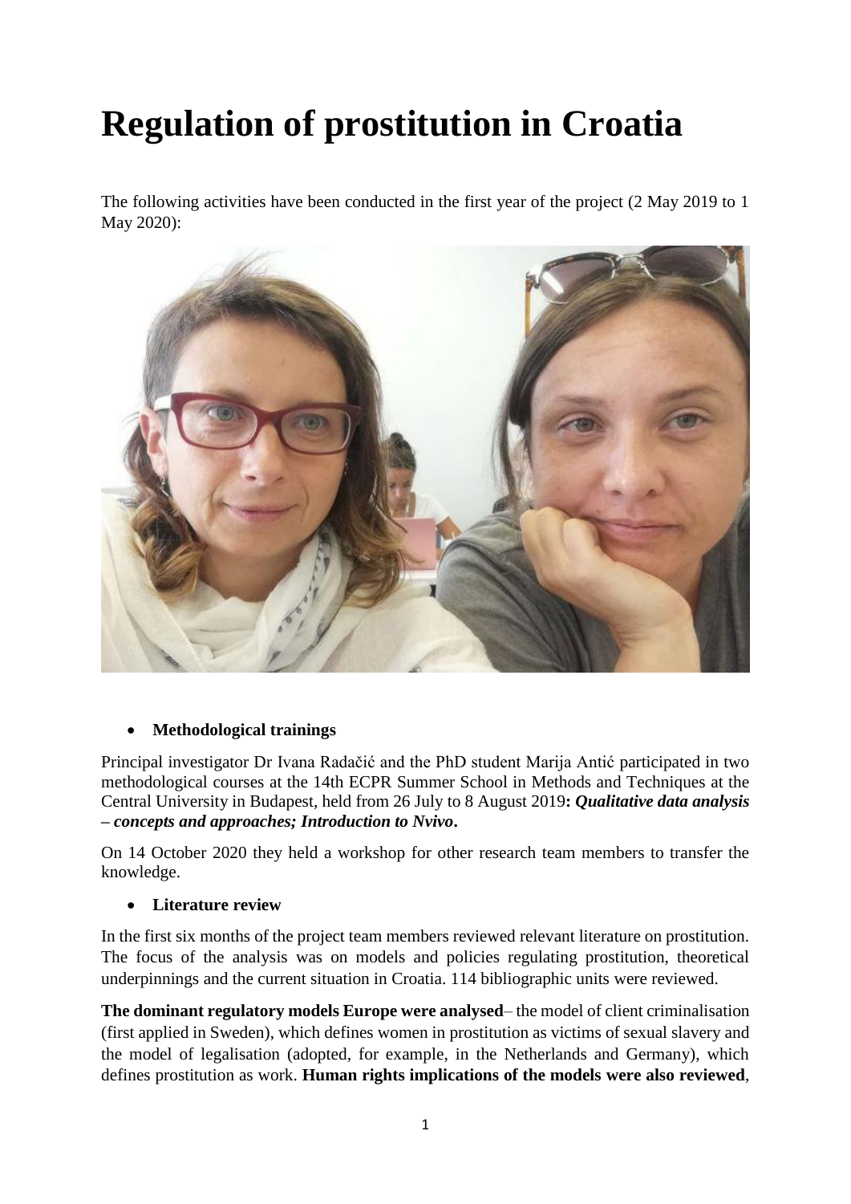# Regulation of prostitution in Croatia

The following activities have been conducted in the first year of the project (2 May 2019 to 1 May 2020):

- **Methodological trainings**

Principal investigator Dr Ivana Radačić and the PhD student Marija Antić participated in two methodological courses at the 14th ECPR Summer School in Methods and Techniques at the Central University in Budapest, held from 26 July to 8 August 2019**:** ***Qualitative data analysis – concepts and approaches; Introduction to Nvivo*****.**

On 14 October 2020 they held a workshop for other research team members to transfer the knowledge.

- **Literature review**

In the first six months of the project team members reviewed relevant literature on prostitution. The focus of the analysis was on models and policies regulating prostitution, theoretical underpinnings and the current situation in Croatia. 114 bibliographic units were reviewed.

**The dominant regulatory models Europe were analysed**– the model of client criminalisation (first applied in Sweden), which defines women in prostitution as victims of sexual slavery and the model of legalisation (adopted, for example, in the Netherlands and Germany), which defines prostitution as work. **Human rights implications of the models were also reviewed**,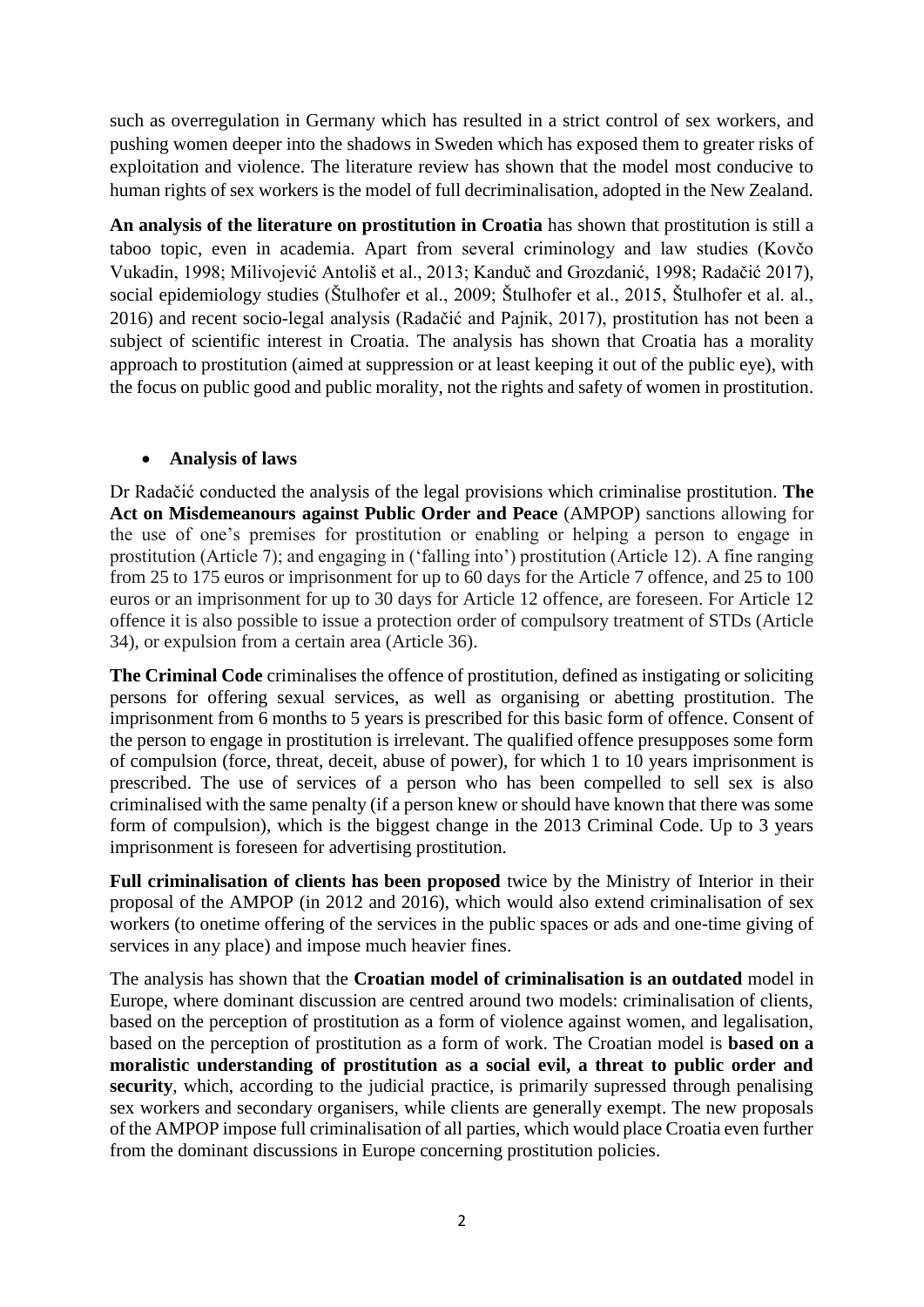such as overregulation in Germany which has resulted in a strict control of sex workers, and pushing women deeper into the shadows in Sweden which has exposed them to greater risks of exploitation and violence. The literature review has shown that the model most conducive to human rights of sex workers is the model of full decriminalisation, adopted in the New Zealand.

**An analysis of the literature on prostitution in Croatia** has shown that prostitution is still a taboo topic, even in academia. Apart from several criminology and law studies (Kovčo Vukadin, 1998; Milivojević Antoliš et al., 2013; Kanduč and Grozdanić, 1998; Radačić 2017), social epidemiology studies (Štulhofer et al., 2009; Štulhofer et al., 2015, Štulhofer et al. al., 2016) and recent socio-legal analysis (Radačić and Pajnik, 2017), prostitution has not been a subject of scientific interest in Croatia. The analysis has shown that Croatia has a morality approach to prostitution (aimed at suppression or at least keeping it out of the public eye), with the focus on public good and public morality, not the rights and safety of women in prostitution.

- **Analysis of laws**

Dr Radačić conducted the analysis of the legal provisions which criminalise prostitution. **The Act on Misdemeanours against Public Order and Peace** (AMPOP) sanctions allowing for the use of one's premises for prostitution or enabling or helping a person to engage in prostitution (Article 7); and engaging in ('falling into') prostitution (Article 12). A fine ranging from 25 to 175 euros or imprisonment for up to 60 days for the Article 7 offence, and 25 to 100 euros or an imprisonment for up to 30 days for Article 12 offence, are foreseen. For Article 12 offence it is also possible to issue a protection order of compulsory treatment of STDs (Article 34), or expulsion from a certain area (Article 36).

**The Criminal Code** criminalises the offence of prostitution, defined as instigating or soliciting persons for offering sexual services, as well as organising or abetting prostitution. The imprisonment from 6 months to 5 years is prescribed for this basic form of offence. Consent of the person to engage in prostitution is irrelevant. The qualified offence presupposes some form of compulsion (force, threat, deceit, abuse of power), for which 1 to 10 years imprisonment is prescribed. The use of services of a person who has been compelled to sell sex is also criminalised with the same penalty (if a person knew or should have known that there was some form of compulsion), which is the biggest change in the 2013 Criminal Code. Up to 3 years imprisonment is foreseen for advertising prostitution.

**Full criminalisation of clients has been proposed** twice by the Ministry of Interior in their proposal of the AMPOP (in 2012 and 2016), which would also extend criminalisation of sex workers (to onetime offering of the services in the public spaces or ads and one-time giving of services in any place) and impose much heavier fines.

The analysis has shown that the **Croatian model of criminalisation is an outdated** model in Europe, where dominant discussion are centred around two models: criminalisation of clients, based on the perception of prostitution as a form of violence against women, and legalisation, based on the perception of prostitution as a form of work. The Croatian model is **based on a moralistic understanding of prostitution as a social evil, a threat to public order and security**, which, according to the judicial practice, is primarily supressed through penalising sex workers and secondary organisers, while clients are generally exempt. The new proposals of the AMPOP impose full criminalisation of all parties, which would place Croatia even further from the dominant discussions in Europe concerning prostitution policies.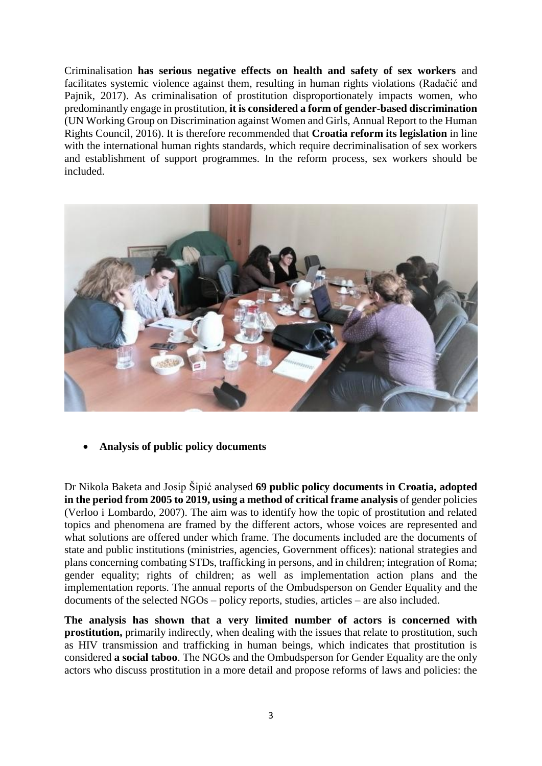Criminalisation **has serious negative effects on health and safety of sex workers** and facilitates systemic violence against them, resulting in human rights violations (Radačić and Pajnik, 2017). As criminalisation of prostitution disproportionately impacts women, who predominantly engage in prostitution, **it is considered a form of gender-based discrimination** (UN Working Group on Discrimination against Women and Girls, Annual Report to the Human Rights Council, 2016). It is therefore recommended that **Croatia reform its legislation** in line with the international human rights standards, which require decriminalisation of sex workers and establishment of support programmes. In the reform process, sex workers should be included.

- **Analysis of public policy documents**

Dr Nikola Baketa and Josip Šipić analysed **69 public policy documents in Croatia, adopted in the period from 2005 to 2019, using a method of critical frame analysis** of gender policies (Verloo i Lombardo, 2007). The aim was to identify how the topic of prostitution and related topics and phenomena are framed by the different actors, whose voices are represented and what solutions are offered under which frame. The documents included are the documents of state and public institutions (ministries, agencies, Government offices): national strategies and plans concerning combating STDs, trafficking in persons, and in children; integration of Roma; gender equality; rights of children; as well as implementation action plans and the implementation reports. The annual reports of the Ombudsperson on Gender Equality and the documents of the selected NGOs – policy reports, studies, articles – are also included.

**The analysis has shown that a very limited number of actors is concerned with prostitution,** primarily indirectly, when dealing with the issues that relate to prostitution, such as HIV transmission and trafficking in human beings, which indicates that prostitution is considered **a social taboo**. The NGOs and the Ombudsperson for Gender Equality are the only actors who discuss prostitution in a more detail and propose reforms of laws and policies: the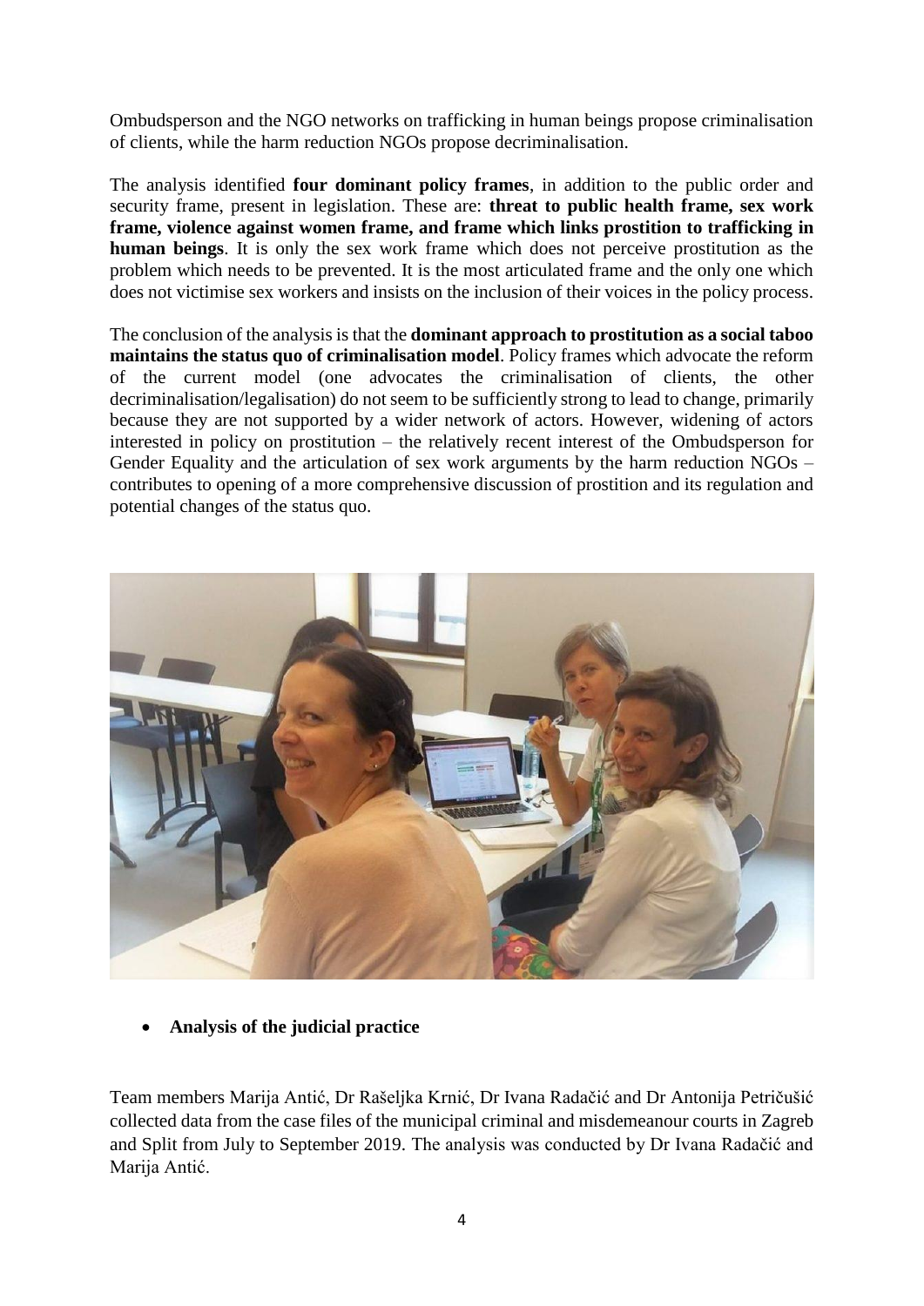Ombudsperson and the NGO networks on trafficking in human beings propose criminalisation of clients, while the harm reduction NGOs propose decriminalisation.

The analysis identified **four dominant policy frames**, in addition to the public order and security frame, present in legislation. These are: **threat to public health frame, sex work frame, violence against women frame, and frame which links prostition to trafficking in human beings**. It is only the sex work frame which does not perceive prostitution as the problem which needs to be prevented. It is the most articulated frame and the only one which does not victimise sex workers and insists on the inclusion of their voices in the policy process.

The conclusion of the analysis is that the **dominant approach to prostitution as a social taboo maintains the status quo of criminalisation model**. Policy frames which advocate the reform of the current model (one advocates the criminalisation of clients, the other decriminalisation/legalisation) do not seem to be sufficiently strong to lead to change, primarily because they are not supported by a wider network of actors. However, widening of actors interested in policy on prostitution – the relatively recent interest of the Ombudsperson for Gender Equality and the articulation of sex work arguments by the harm reduction NGOs – contributes to opening of a more comprehensive discussion of prostition and its regulation and potential changes of the status quo.

- **Analysis of the judicial practice**

Team members Marija Antić, Dr Rašeljka Krnić, Dr Ivana Radačić and Dr Antonija Petričušić collected data from the case files of the municipal criminal and misdemeanour courts in Zagreb and Split from July to September 2019. The analysis was conducted by Dr Ivana Radačić and Marija Antić.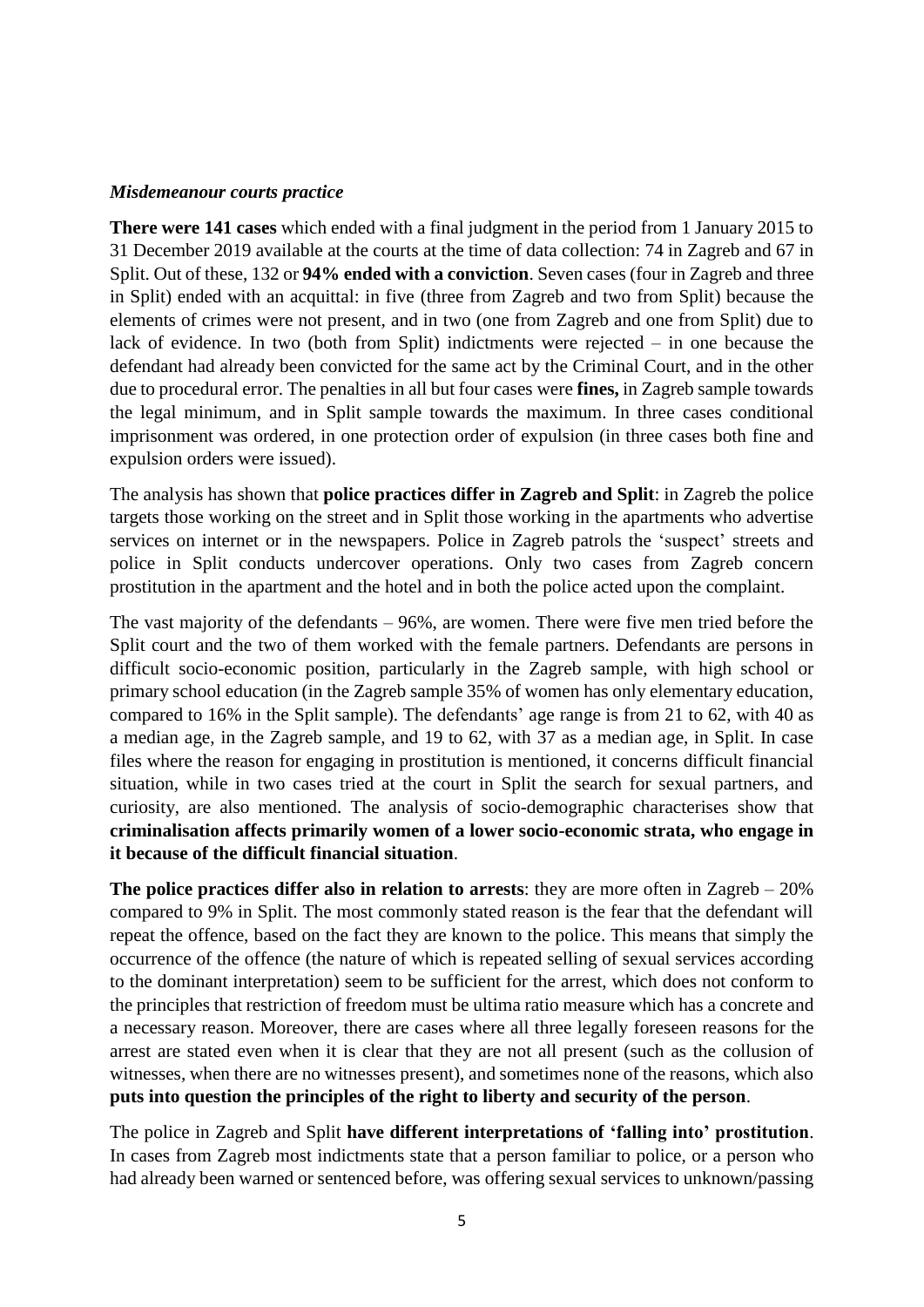***Misdemeanour courts practice***

**There were 141 cases** which ended with a final judgment in the period from 1 January 2015 to 31 December 2019 available at the courts at the time of data collection: 74 in Zagreb and 67 in Split. Out of these, 132 or **94% ended with a conviction**. Seven cases (four in Zagreb and three in Split) ended with an acquittal: in five (three from Zagreb and two from Split) because the elements of crimes were not present, and in two (one from Zagreb and one from Split) due to lack of evidence. In two (both from Split) indictments were rejected – in one because the defendant had already been convicted for the same act by the Criminal Court, and in the other due to procedural error. The penalties in all but four cases were **fines,** in Zagreb sample towards the legal minimum, and in Split sample towards the maximum. In three cases conditional imprisonment was ordered, in one protection order of expulsion (in three cases both fine and expulsion orders were issued).

The analysis has shown that **police practices differ in Zagreb and Split**: in Zagreb the police targets those working on the street and in Split those working in the apartments who advertise services on internet or in the newspapers. Police in Zagreb patrols the 'suspect' streets and police in Split conducts undercover operations. Only two cases from Zagreb concern prostitution in the apartment and the hotel and in both the police acted upon the complaint.

The vast majority of the defendants – 96%, are women. There were five men tried before the Split court and the two of them worked with the female partners. Defendants are persons in difficult socio-economic position, particularly in the Zagreb sample, with high school or primary school education (in the Zagreb sample 35% of women has only elementary education, compared to 16% in the Split sample). The defendants' age range is from 21 to 62, with 40 as a median age, in the Zagreb sample, and 19 to 62, with 37 as a median age, in Split. In case files where the reason for engaging in prostitution is mentioned, it concerns difficult financial situation, while in two cases tried at the court in Split the search for sexual partners, and curiosity, are also mentioned. The analysis of socio-demographic characterises show that **criminalisation affects primarily women of a lower socio-economic strata, who engage in it because of the difficult financial situation**.

**The police practices differ also in relation to arrests**: they are more often in Zagreb – 20% compared to 9% in Split. The most commonly stated reason is the fear that the defendant will repeat the offence, based on the fact they are known to the police. This means that simply the occurrence of the offence (the nature of which is repeated selling of sexual services according to the dominant interpretation) seem to be sufficient for the arrest, which does not conform to the principles that restriction of freedom must be ultima ratio measure which has a concrete and a necessary reason. Moreover, there are cases where all three legally foreseen reasons for the arrest are stated even when it is clear that they are not all present (such as the collusion of witnesses, when there are no witnesses present), and sometimes none of the reasons, which also **puts into question the principles of the right to liberty and security of the person**.

The police in Zagreb and Split **have different interpretations of 'falling into' prostitution**. In cases from Zagreb most indictments state that a person familiar to police, or a person who had already been warned or sentenced before, was offering sexual services to unknown/passing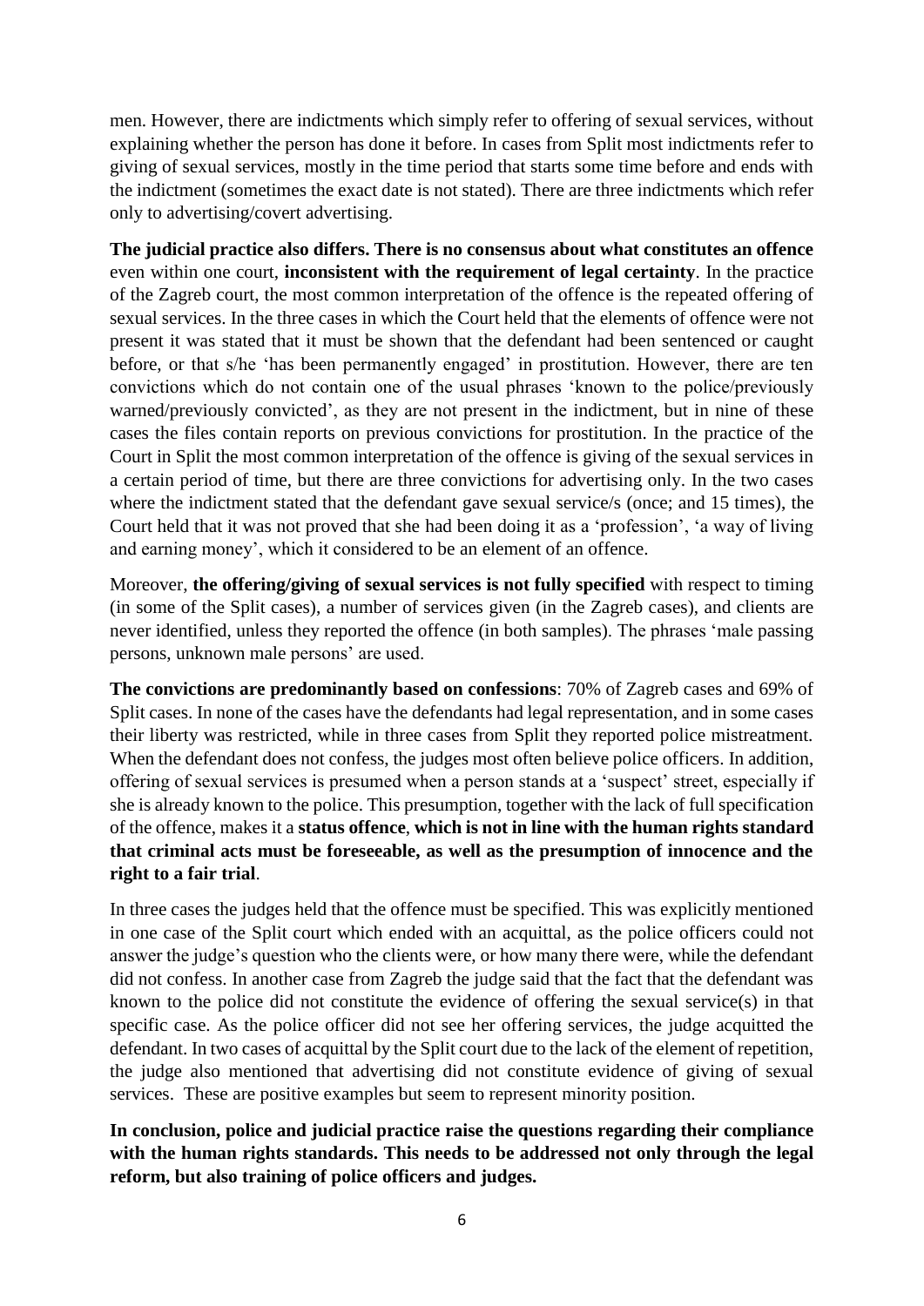men. However, there are indictments which simply refer to offering of sexual services, without explaining whether the person has done it before. In cases from Split most indictments refer to giving of sexual services, mostly in the time period that starts some time before and ends with the indictment (sometimes the exact date is not stated). There are three indictments which refer only to advertising/covert advertising.

**The judicial practice also differs. There is no consensus about what constitutes an offence** even within one court, **inconsistent with the requirement of legal certainty**. In the practice of the Zagreb court, the most common interpretation of the offence is the repeated offering of sexual services. In the three cases in which the Court held that the elements of offence were not present it was stated that it must be shown that the defendant had been sentenced or caught before, or that s/he 'has been permanently engaged' in prostitution. However, there are ten convictions which do not contain one of the usual phrases 'known to the police/previously warned/previously convicted', as they are not present in the indictment, but in nine of these cases the files contain reports on previous convictions for prostitution. In the practice of the Court in Split the most common interpretation of the offence is giving of the sexual services in a certain period of time, but there are three convictions for advertising only. In the two cases where the indictment stated that the defendant gave sexual service/s (once; and 15 times), the Court held that it was not proved that she had been doing it as a 'profession', 'a way of living and earning money', which it considered to be an element of an offence.

Moreover, **the offering/giving of sexual services is not fully specified** with respect to timing (in some of the Split cases), a number of services given (in the Zagreb cases), and clients are never identified, unless they reported the offence (in both samples). The phrases 'male passing persons, unknown male persons' are used.

**The convictions are predominantly based on confessions**: 70% of Zagreb cases and 69% of Split cases. In none of the cases have the defendants had legal representation, and in some cases their liberty was restricted, while in three cases from Split they reported police mistreatment. When the defendant does not confess, the judges most often believe police officers. In addition, offering of sexual services is presumed when a person stands at a 'suspect' street, especially if she is already known to the police. This presumption, together with the lack of full specification of the offence, makes it a **status offence**, **which is not in line with the human rights standard that criminal acts must be foreseeable, as well as the presumption of innocence and the right to a fair trial**.

In three cases the judges held that the offence must be specified. This was explicitly mentioned in one case of the Split court which ended with an acquittal, as the police officers could not answer the judge's question who the clients were, or how many there were, while the defendant did not confess. In another case from Zagreb the judge said that the fact that the defendant was known to the police did not constitute the evidence of offering the sexual service(s) in that specific case. As the police officer did not see her offering services, the judge acquitted the defendant. In two cases of acquittal by the Split court due to the lack of the element of repetition, the judge also mentioned that advertising did not constitute evidence of giving of sexual services. These are positive examples but seem to represent minority position.

**In conclusion, police and judicial practice raise the questions regarding their compliance with the human rights standards. This needs to be addressed not only through the legal reform, but also training of police officers and judges.**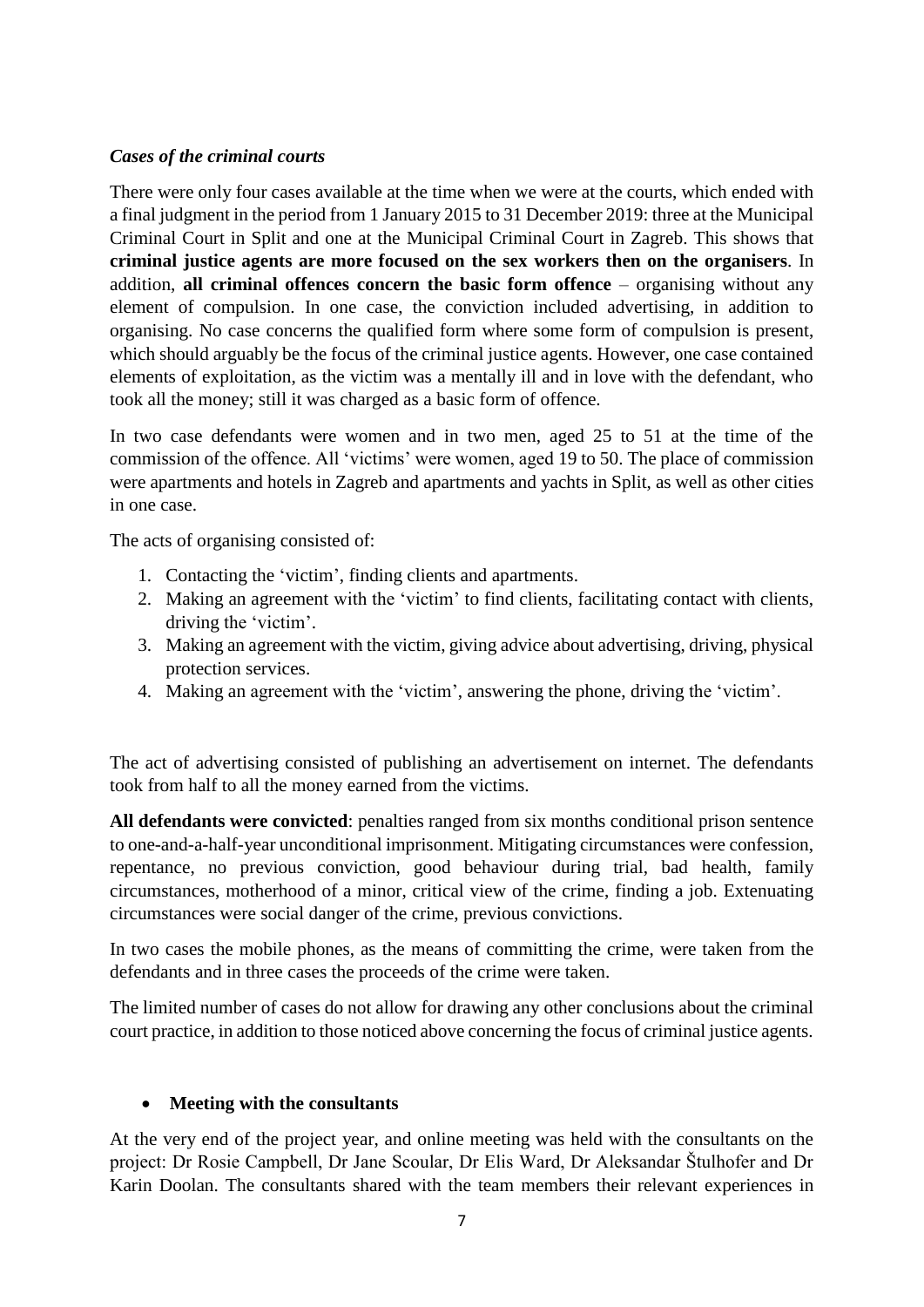***Cases of the criminal courts***

There were only four cases available at the time when we were at the courts, which ended with a final judgment in the period from 1 January 2015 to 31 December 2019: three at the Municipal Criminal Court in Split and one at the Municipal Criminal Court in Zagreb. This shows that **criminal justice agents are more focused on the sex workers then on the organisers**. In addition, **all criminal offences concern the basic form offence** – organising without any element of compulsion. In one case, the conviction included advertising, in addition to organising. No case concerns the qualified form where some form of compulsion is present, which should arguably be the focus of the criminal justice agents. However, one case contained elements of exploitation, as the victim was a mentally ill and in love with the defendant, who took all the money; still it was charged as a basic form of offence.

In two case defendants were women and in two men, aged 25 to 51 at the time of the commission of the offence. All 'victims' were women, aged 19 to 50. The place of commission were apartments and hotels in Zagreb and apartments and yachts in Split, as well as other cities in one case.

The acts of organising consisted of:

1. Contacting the 'victim', finding clients and apartments.
2. Making an agreement with the 'victim' to find clients, facilitating contact with clients, driving the 'victim'.
3. Making an agreement with the victim, giving advice about advertising, driving, physical protection services.
4. Making an agreement with the 'victim', answering the phone, driving the 'victim'.

The act of advertising consisted of publishing an advertisement on internet. The defendants took from half to all the money earned from the victims.

**All defendants were convicted**: penalties ranged from six months conditional prison sentence to one-and-a-half-year unconditional imprisonment. Mitigating circumstances were confession, repentance, no previous conviction, good behaviour during trial, bad health, family circumstances, motherhood of a minor, critical view of the crime, finding a job. Extenuating circumstances were social danger of the crime, previous convictions.

In two cases the mobile phones, as the means of committing the crime, were taken from the defendants and in three cases the proceeds of the crime were taken.

The limited number of cases do not allow for drawing any other conclusions about the criminal court practice, in addition to those noticed above concerning the focus of criminal justice agents.

- **Meeting with the consultants**

At the very end of the project year, and online meeting was held with the consultants on the project: Dr Rosie Campbell, Dr Jane Scoular, Dr Elis Ward, Dr Aleksandar Štulhofer and Dr Karin Doolan. The consultants shared with the team members their relevant experiences in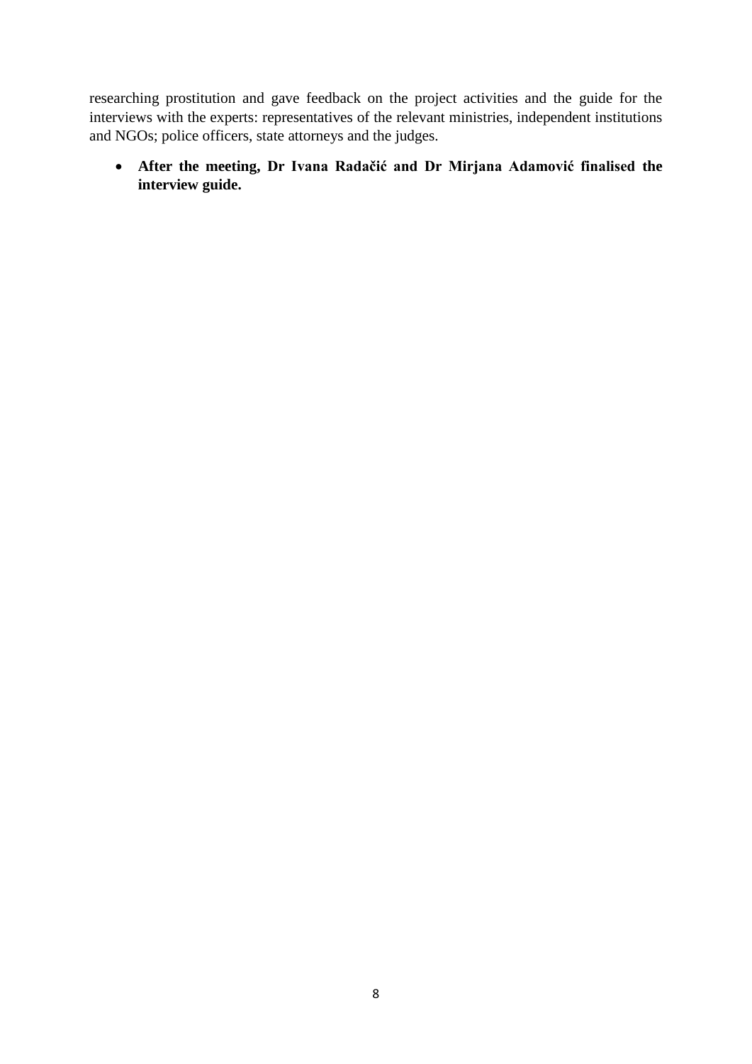researching prostitution and gave feedback on the project activities and the guide for the interviews with the experts: representatives of the relevant ministries, independent institutions and NGOs; police officers, state attorneys and the judges.

- **After the meeting, Dr Ivana Radačić and Dr Mirjana Adamović finalised the interview guide.**